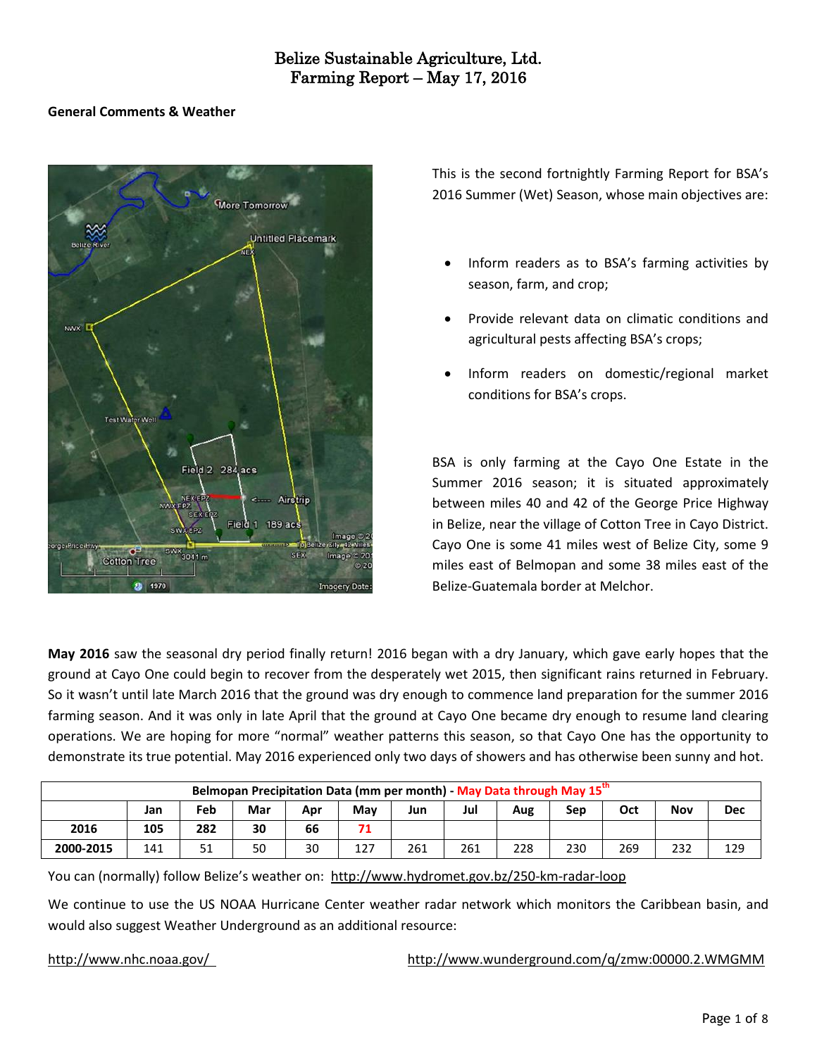# Belize Sustainable Agriculture, Ltd.
# Farming Report – May 17, 2016

**General Comments & Weather**

This is the second fortnightly Farming Report for BSA's 2016 Summer (Wet) Season, whose main objectives are:

- Inform readers as to BSA's farming activities by season, farm, and crop;
- Provide relevant data on climatic conditions and agricultural pests affecting BSA's crops;
- Inform readers on domestic/regional market conditions for BSA's crops.

BSA is only farming at the Cayo One Estate in the Summer 2016 season; it is situated approximately between miles 40 and 42 of the George Price Highway in Belize, near the village of Cotton Tree in Cayo District. Cayo One is some 41 miles west of Belize City, some 9 miles east of Belmopan and some 38 miles east of the Belize-Guatemala border at Melchor.

**May 2016** saw the seasonal dry period finally return! 2016 began with a dry January, which gave early hopes that the ground at Cayo One could begin to recover from the desperately wet 2015, then significant rains returned in February. So it wasn't until late March 2016 that the ground was dry enough to commence land preparation for the summer 2016 farming season. And it was only in late April that the ground at Cayo One became dry enough to resume land clearing operations. We are hoping for more "normal" weather patterns this season, so that Cayo One has the opportunity to demonstrate its true potential. May 2016 experienced only two days of showers and has otherwise been sunny and hot.

| Belmopan Precipitation Data (mm per month) - May Data through May 15th | | | | | | | | | | | | |
|---|---|---|---|---|---|---|---|---|---|---|---|---|
| | Jan | Feb | Mar | Apr | May | Jun | Jul | Aug | Sep | Oct | Nov | Dec |
| **2016** | 105 | 282 | 30 | 66 | 71 | | | | | | | |
| **2000-2015** | 141 | 51 | 50 | 30 | 127 | 261 | 261 | 228 | 230 | 269 | 232 | 129 |

You can (normally) follow Belize's weather on: http://www.hydromet.gov.bz/250-km-radar-loop

We continue to use the US NOAA Hurricane Center weather radar network which monitors the Caribbean basin, and would also suggest Weather Underground as an additional resource:

http://www.nhc.noaa.gov/

http://www.wunderground.com/q/zmw:00000.2.WMGMM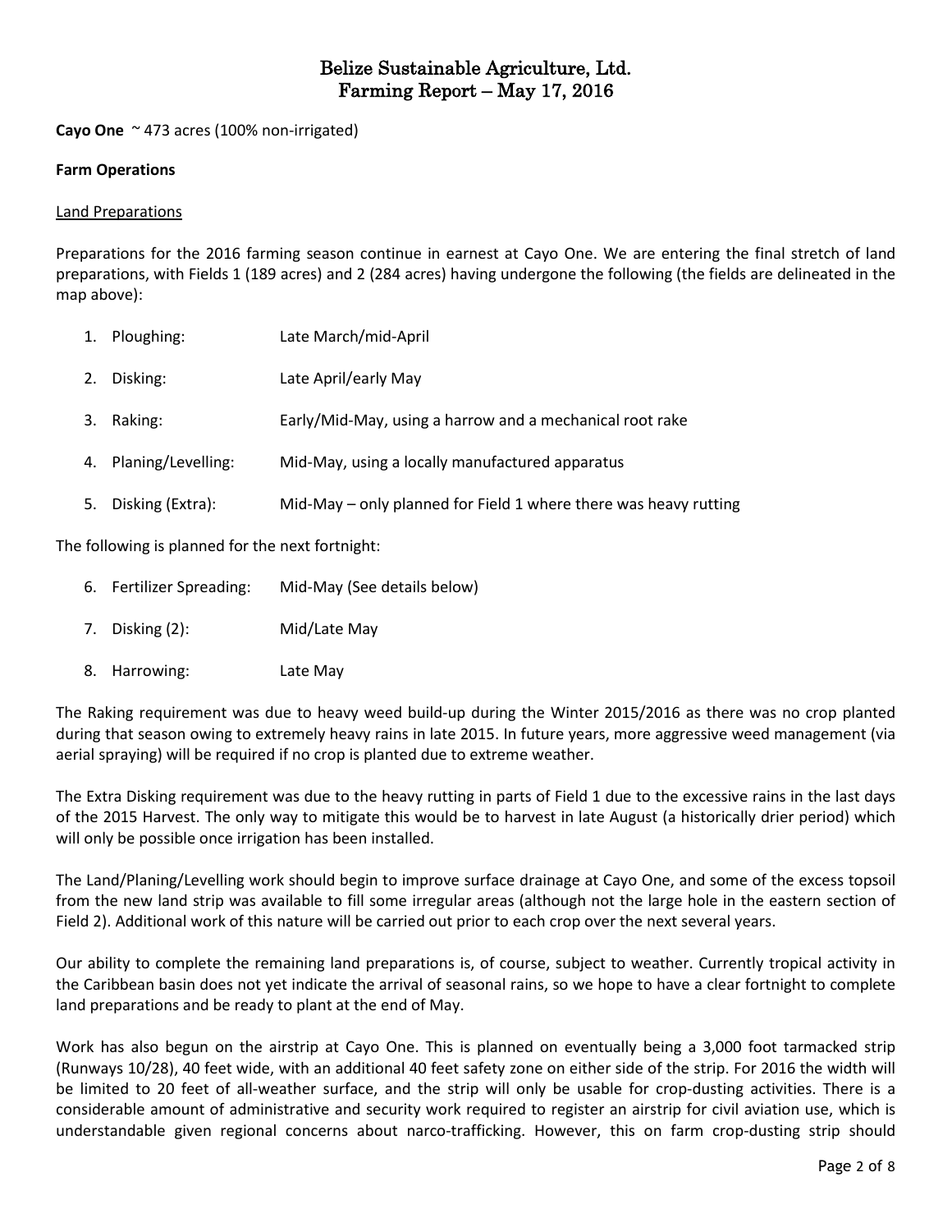# Belize Sustainable Agriculture, Ltd.
# Farming Report – May 17, 2016

**Cayo One** ~ 473 acres (100% non-irrigated)

**Farm Operations**

Land Preparations

Preparations for the 2016 farming season continue in earnest at Cayo One. We are entering the final stretch of land preparations, with Fields 1 (189 acres) and 2 (284 acres) having undergone the following (the fields are delineated in the map above):

1. Ploughing: Late March/mid-April
2. Disking: Late April/early May
3. Raking: Early/Mid-May, using a harrow and a mechanical root rake
4. Planing/Levelling: Mid-May, using a locally manufactured apparatus
5. Disking (Extra): Mid-May – only planned for Field 1 where there was heavy rutting

The following is planned for the next fortnight:

6. Fertilizer Spreading: Mid-May (See details below)
7. Disking (2): Mid/Late May
8. Harrowing: Late May

The Raking requirement was due to heavy weed build-up during the Winter 2015/2016 as there was no crop planted during that season owing to extremely heavy rains in late 2015. In future years, more aggressive weed management (via aerial spraying) will be required if no crop is planted due to extreme weather.

The Extra Disking requirement was due to the heavy rutting in parts of Field 1 due to the excessive rains in the last days of the 2015 Harvest. The only way to mitigate this would be to harvest in late August (a historically drier period) which will only be possible once irrigation has been installed.

The Land/Planing/Levelling work should begin to improve surface drainage at Cayo One, and some of the excess topsoil from the new land strip was available to fill some irregular areas (although not the large hole in the eastern section of Field 2). Additional work of this nature will be carried out prior to each crop over the next several years.

Our ability to complete the remaining land preparations is, of course, subject to weather. Currently tropical activity in the Caribbean basin does not yet indicate the arrival of seasonal rains, so we hope to have a clear fortnight to complete land preparations and be ready to plant at the end of May.

Work has also begun on the airstrip at Cayo One. This is planned on eventually being a 3,000 foot tarmacked strip (Runways 10/28), 40 feet wide, with an additional 40 feet safety zone on either side of the strip. For 2016 the width will be limited to 20 feet of all-weather surface, and the strip will only be usable for crop-dusting activities. There is a considerable amount of administrative and security work required to register an airstrip for civil aviation use, which is understandable given regional concerns about narco-trafficking. However, this on farm crop-dusting strip should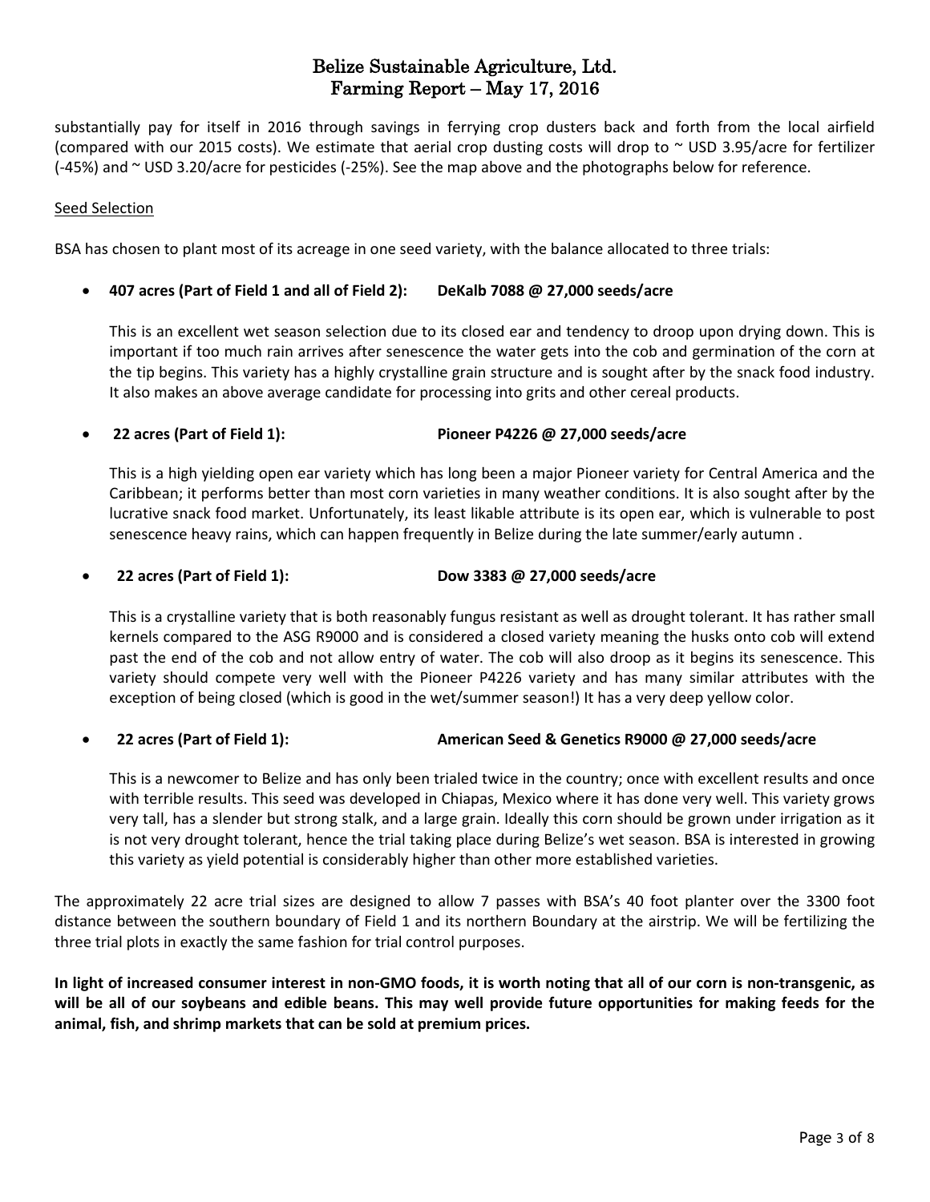substantially pay for itself in 2016 through savings in ferrying crop dusters back and forth from the local airfield (compared with our 2015 costs). We estimate that aerial crop dusting costs will drop to ~ USD 3.95/acre for fertilizer (-45%) and ~ USD 3.20/acre for pesticides (-25%). See the map above and the photographs below for reference.

## Seed Selection

BSA has chosen to plant most of its acreage in one seed variety, with the balance allocated to three trials:

- **407 acres (Part of Field 1 and all of Field 2): DeKalb 7088 @ 27,000 seeds/acre**

  This is an excellent wet season selection due to its closed ear and tendency to droop upon drying down. This is important if too much rain arrives after senescence the water gets into the cob and germination of the corn at the tip begins. This variety has a highly crystalline grain structure and is sought after by the snack food industry. It also makes an above average candidate for processing into grits and other cereal products.

- **22 acres (Part of Field 1): Pioneer P4226 @ 27,000 seeds/acre**

  This is a high yielding open ear variety which has long been a major Pioneer variety for Central America and the Caribbean; it performs better than most corn varieties in many weather conditions. It is also sought after by the lucrative snack food market. Unfortunately, its least likable attribute is its open ear, which is vulnerable to post senescence heavy rains, which can happen frequently in Belize during the late summer/early autumn .

- **22 acres (Part of Field 1): Dow 3383 @ 27,000 seeds/acre**

  This is a crystalline variety that is both reasonably fungus resistant as well as drought tolerant. It has rather small kernels compared to the ASG R9000 and is considered a closed variety meaning the husks onto cob will extend past the end of the cob and not allow entry of water. The cob will also droop as it begins its senescence. This variety should compete very well with the Pioneer P4226 variety and has many similar attributes with the exception of being closed (which is good in the wet/summer season!) It has a very deep yellow color.

- **22 acres (Part of Field 1): American Seed & Genetics R9000 @ 27,000 seeds/acre**

  This is a newcomer to Belize and has only been trialed twice in the country; once with excellent results and once with terrible results. This seed was developed in Chiapas, Mexico where it has done very well. This variety grows very tall, has a slender but strong stalk, and a large grain. Ideally this corn should be grown under irrigation as it is not very drought tolerant, hence the trial taking place during Belize's wet season. BSA is interested in growing this variety as yield potential is considerably higher than other more established varieties.

The approximately 22 acre trial sizes are designed to allow 7 passes with BSA's 40 foot planter over the 3300 foot distance between the southern boundary of Field 1 and its northern Boundary at the airstrip. We will be fertilizing the three trial plots in exactly the same fashion for trial control purposes.

**In light of increased consumer interest in non-GMO foods, it is worth noting that all of our corn is non-transgenic, as will be all of our soybeans and edible beans. This may well provide future opportunities for making feeds for the animal, fish, and shrimp markets that can be sold at premium prices.**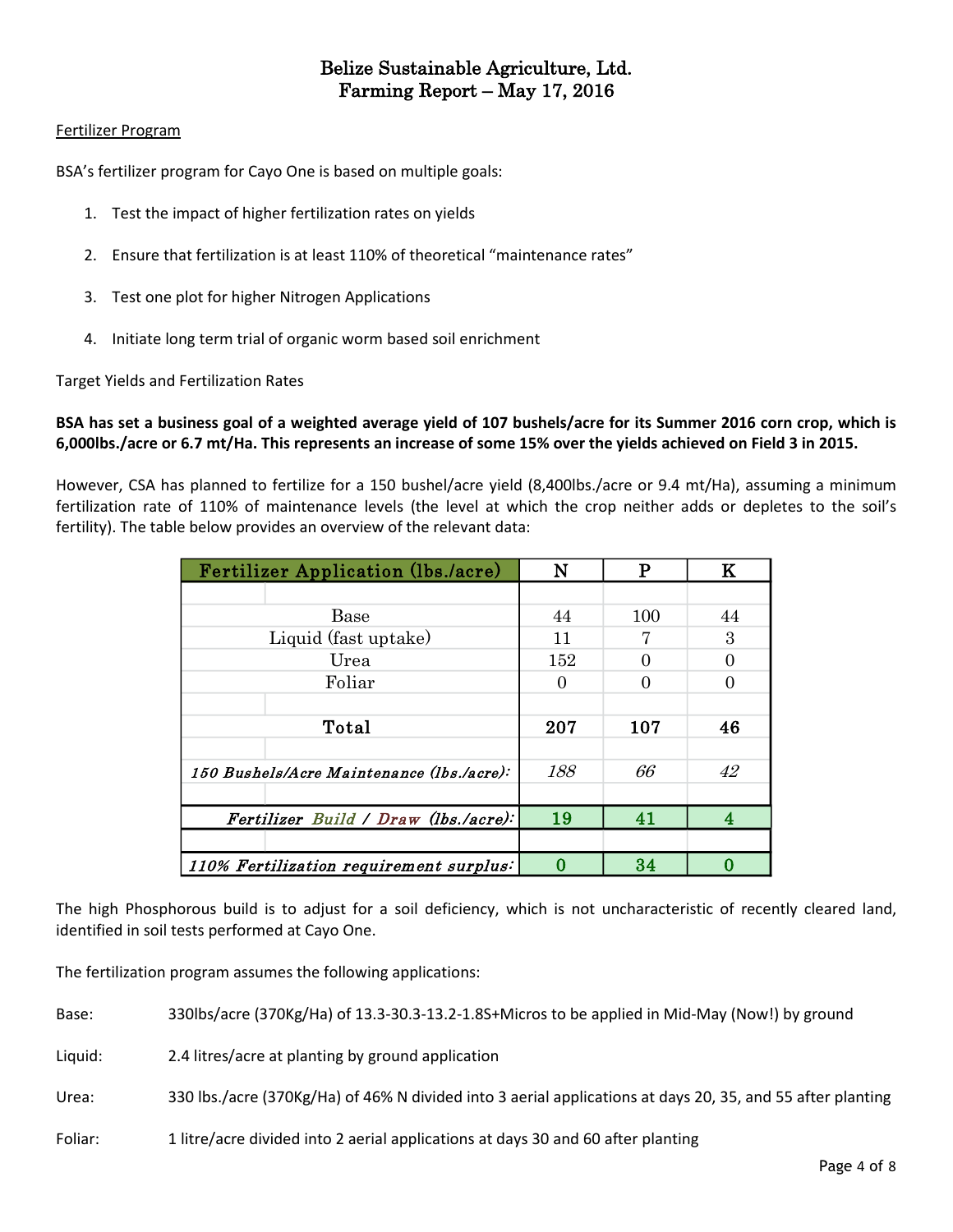# Belize Sustainable Agriculture, Ltd.
# Farming Report – May 17, 2016

Fertilizer Program

BSA's fertilizer program for Cayo One is based on multiple goals:

1. Test the impact of higher fertilization rates on yields
2. Ensure that fertilization is at least 110% of theoretical "maintenance rates"
3. Test one plot for higher Nitrogen Applications
4. Initiate long term trial of organic worm based soil enrichment

Target Yields and Fertilization Rates

**BSA has set a business goal of a weighted average yield of 107 bushels/acre for its Summer 2016 corn crop, which is 6,000lbs./acre or 6.7 mt/Ha. This represents an increase of some 15% over the yields achieved on Field 3 in 2015.**

However, CSA has planned to fertilize for a 150 bushel/acre yield (8,400lbs./acre or 9.4 mt/Ha), assuming a minimum fertilization rate of 110% of maintenance levels (the level at which the crop neither adds or depletes to the soil's fertility). The table below provides an overview of the relevant data:

| Fertilizer Application (lbs./acre) | N | P | K |
|---|---|---|---|
| Base | 44 | 100 | 44 |
| Liquid (fast uptake) | 11 | 7 | 3 |
| Urea | 152 | 0 | 0 |
| Foliar | 0 | 0 | 0 |
| **Total** | **207** | **107** | **46** |
| *150 Bushels/Acre Maintenance (lbs./acre):* | *188* | *66* | *42* |
| *Fertilizer Build / Draw (lbs./acre):* | 19 | 41 | 4 |
| *110% Fertilization requirement surplus:* | 0 | 34 | 0 |

The high Phosphorous build is to adjust for a soil deficiency, which is not uncharacteristic of recently cleared land, identified in soil tests performed at Cayo One.

The fertilization program assumes the following applications:

Base: 330lbs/acre (370Kg/Ha) of 13.3-30.3-13.2-1.8S+Micros to be applied in Mid-May (Now!) by ground

Liquid: 2.4 litres/acre at planting by ground application

Urea: 330 lbs./acre (370Kg/Ha) of 46% N divided into 3 aerial applications at days 20, 35, and 55 after planting

Foliar: 1 litre/acre divided into 2 aerial applications at days 30 and 60 after planting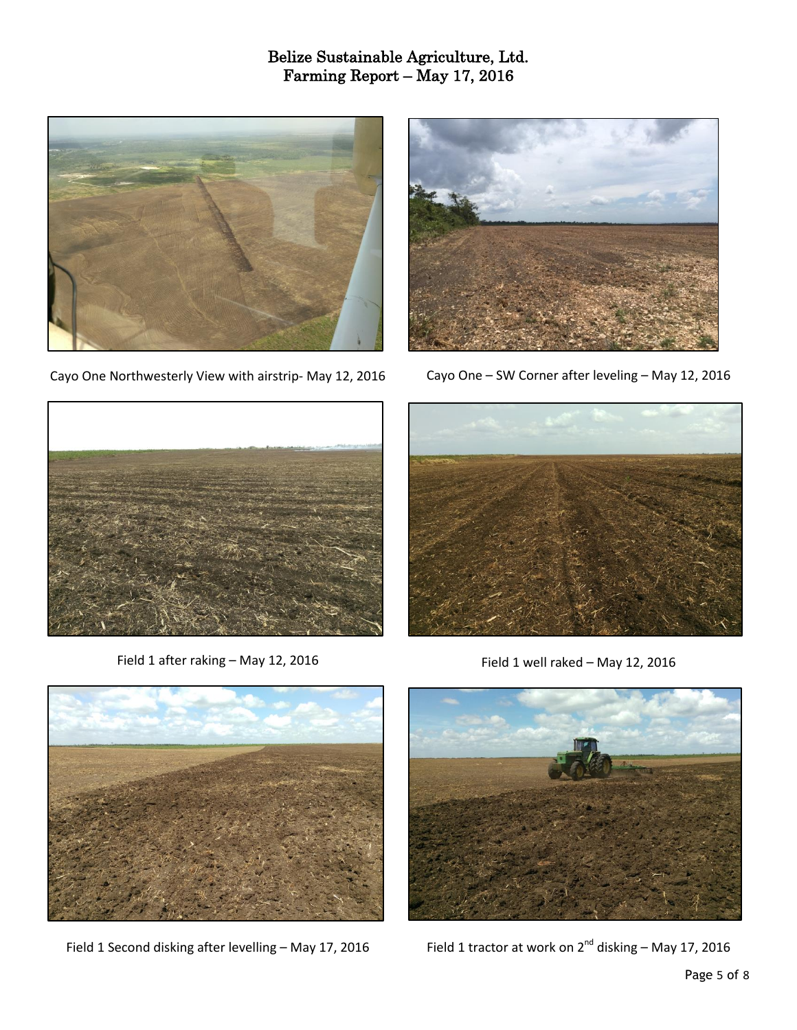# Belize Sustainable Agriculture, Ltd.
## Farming Report – May 17, 2016

Cayo One Northwesterly View with airstrip- May 12, 2016

Cayo One – SW Corner after leveling – May 12, 2016

Field 1 after raking – May 12, 2016

Field 1 well raked – May 12, 2016

Field 1 Second disking after levelling – May 17, 2016

Field 1 tractor at work on 2nd disking – May 17, 2016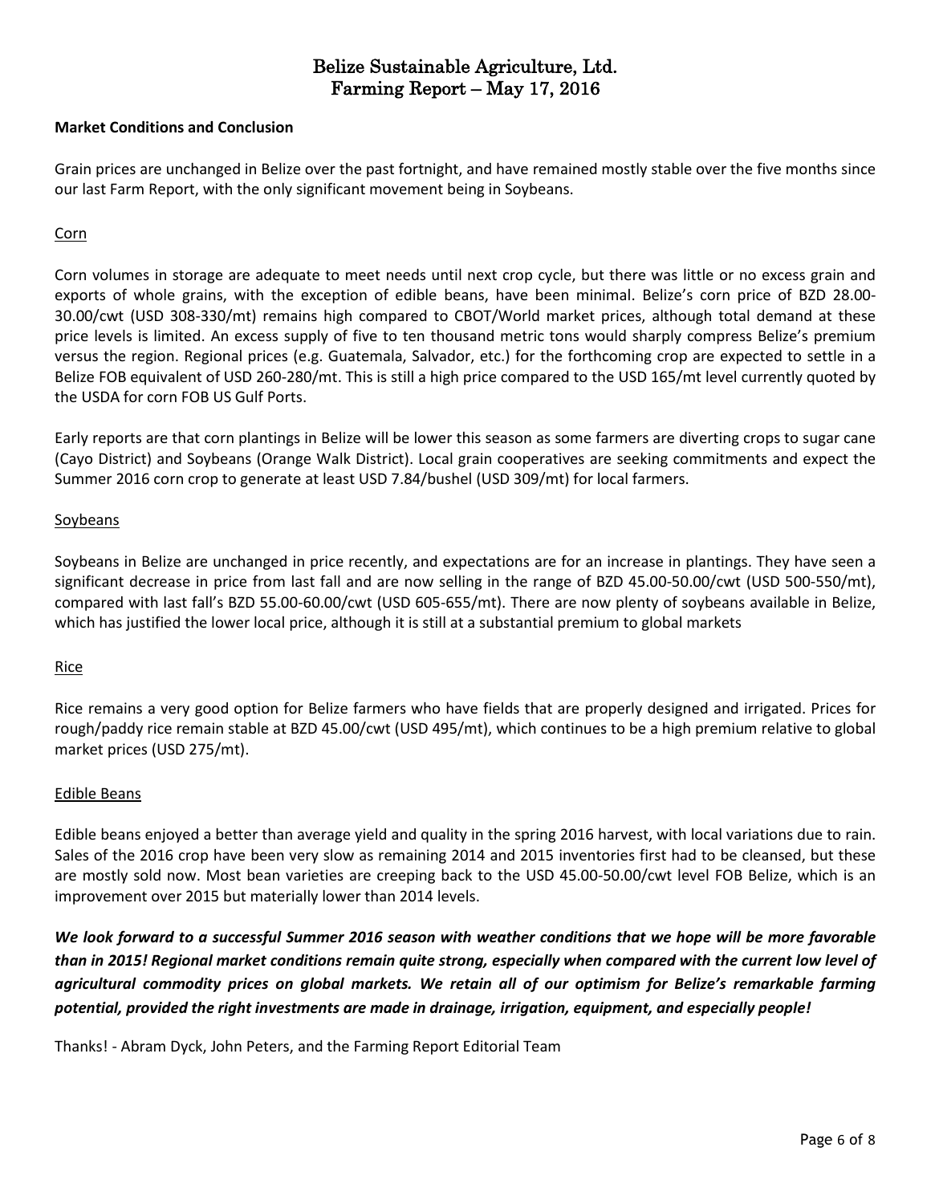# Belize Sustainable Agriculture, Ltd.
# Farming Report – May 17, 2016

**Market Conditions and Conclusion**

Grain prices are unchanged in Belize over the past fortnight, and have remained mostly stable over the five months since our last Farm Report, with the only significant movement being in Soybeans.

## Corn

Corn volumes in storage are adequate to meet needs until next crop cycle, but there was little or no excess grain and exports of whole grains, with the exception of edible beans, have been minimal. Belize's corn price of BZD 28.00-30.00/cwt (USD 308-330/mt) remains high compared to CBOT/World market prices, although total demand at these price levels is limited. An excess supply of five to ten thousand metric tons would sharply compress Belize's premium versus the region. Regional prices (e.g. Guatemala, Salvador, etc.) for the forthcoming crop are expected to settle in a Belize FOB equivalent of USD 260-280/mt. This is still a high price compared to the USD 165/mt level currently quoted by the USDA for corn FOB US Gulf Ports.

Early reports are that corn plantings in Belize will be lower this season as some farmers are diverting crops to sugar cane (Cayo District) and Soybeans (Orange Walk District). Local grain cooperatives are seeking commitments and expect the Summer 2016 corn crop to generate at least USD 7.84/bushel (USD 309/mt) for local farmers.

## Soybeans

Soybeans in Belize are unchanged in price recently, and expectations are for an increase in plantings. They have seen a significant decrease in price from last fall and are now selling in the range of BZD 45.00-50.00/cwt (USD 500-550/mt), compared with last fall's BZD 55.00-60.00/cwt (USD 605-655/mt). There are now plenty of soybeans available in Belize, which has justified the lower local price, although it is still at a substantial premium to global markets

## Rice

Rice remains a very good option for Belize farmers who have fields that are properly designed and irrigated. Prices for rough/paddy rice remain stable at BZD 45.00/cwt (USD 495/mt), which continues to be a high premium relative to global market prices (USD 275/mt).

## Edible Beans

Edible beans enjoyed a better than average yield and quality in the spring 2016 harvest, with local variations due to rain. Sales of the 2016 crop have been very slow as remaining 2014 and 2015 inventories first had to be cleansed, but these are mostly sold now. Most bean varieties are creeping back to the USD 45.00-50.00/cwt level FOB Belize, which is an improvement over 2015 but materially lower than 2014 levels.

***We look forward to a successful Summer 2016 season with weather conditions that we hope will be more favorable than in 2015! Regional market conditions remain quite strong, especially when compared with the current low level of agricultural commodity prices on global markets. We retain all of our optimism for Belize's remarkable farming potential, provided the right investments are made in drainage, irrigation, equipment, and especially people!***

Thanks! - Abram Dyck, John Peters, and the Farming Report Editorial Team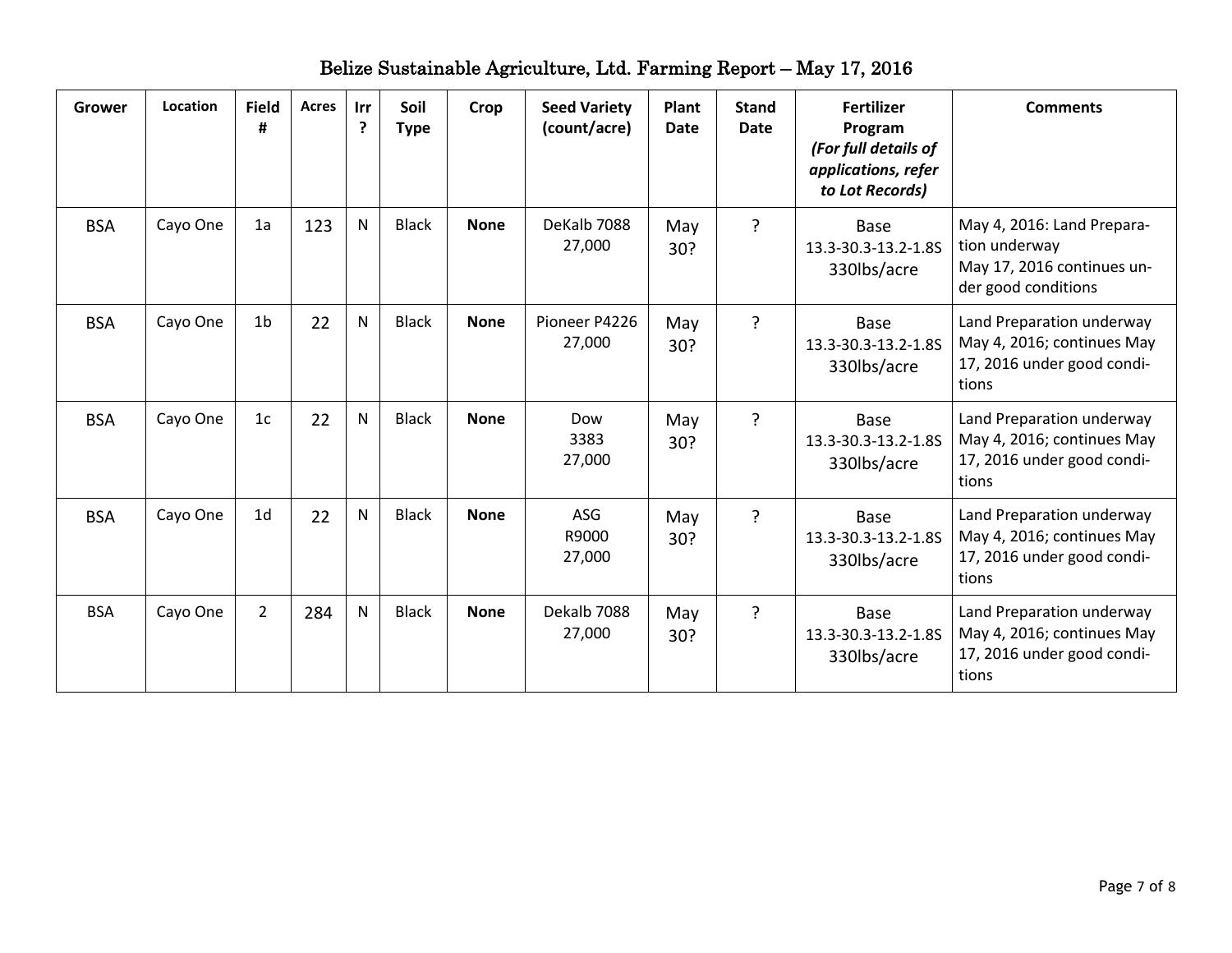# Belize Sustainable Agriculture, Ltd. Farming Report – May 17, 2016

| Grower | Location | Field # | Acres | Irr ? | Soil Type | Crop | Seed Variety (count/acre) | Plant Date | Stand Date | Fertilizer Program *(For full details of applications, refer to Lot Records)* | Comments |
|---|---|---|---|---|---|---|---|---|---|---|---|
| BSA | Cayo One | 1a | 123 | N | Black | **None** | DeKalb 7088 27,000 | May 30? | ? | Base 13.3-30.3-13.2-1.8S 330lbs/acre | May 4, 2016: Land Preparation underway May 17, 2016 continues under good conditions |
| BSA | Cayo One | 1b | 22 | N | Black | **None** | Pioneer P4226 27,000 | May 30? | ? | Base 13.3-30.3-13.2-1.8S 330lbs/acre | Land Preparation underway May 4, 2016; continues May 17, 2016 under good conditions |
| BSA | Cayo One | 1c | 22 | N | Black | **None** | Dow 3383 27,000 | May 30? | ? | Base 13.3-30.3-13.2-1.8S 330lbs/acre | Land Preparation underway May 4, 2016; continues May 17, 2016 under good conditions |
| BSA | Cayo One | 1d | 22 | N | Black | **None** | ASG R9000 27,000 | May 30? | ? | Base 13.3-30.3-13.2-1.8S 330lbs/acre | Land Preparation underway May 4, 2016; continues May 17, 2016 under good conditions |
| BSA | Cayo One | 2 | 284 | N | Black | **None** | Dekalb 7088 27,000 | May 30? | ? | Base 13.3-30.3-13.2-1.8S 330lbs/acre | Land Preparation underway May 4, 2016; continues May 17, 2016 under good conditions |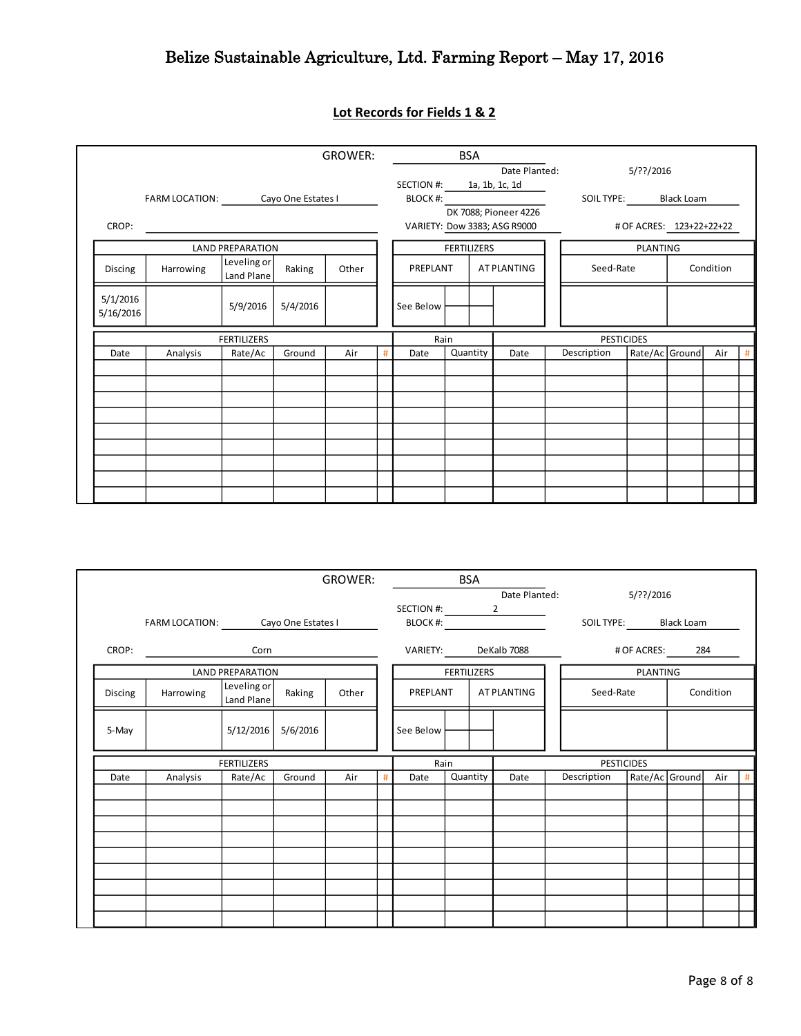# Belize Sustainable Agriculture, Ltd. Farming Report – May 17, 2016

## Lot Records for Fields 1 & 2

GROWER: BSA

Date Planted: 5/??/2016

FARM LOCATION: Cayo One Estates I

SECTION #: 1a, 1b, 1c, 1d

BLOCK #:

SOIL TYPE: Black Loam

CROP:

VARIETY: DK 7088; Pioneer 4226; Dow 3383; ASG R9000

# OF ACRES: 123+22+22+22

| LAND PREPARATION | | | | | FERTILIZERS | | PLANTING | |
|---|---|---|---|---|---|---|---|---|
| Discing | Harrowing | Leveling or Land Plane | Raking | Other | PREPLANT | AT PLANTING | Seed-Rate | Condition |
| 5/1/2016 5/16/2016 | | 5/9/2016 | 5/4/2016 | | See Below | | | |

| FERTILIZERS | | | | | | Rain | | PESTICIDES | | | | | |
|---|---|---|---|---|---|---|---|---|---|---|---|---|---|
| Date | Analysis | Rate/Ac | Ground | Air | # | Date | Quantity | Date | Description | Rate/Ac | Ground | Air | # |
| | | | | | | | | | | | | | |
| | | | | | | | | | | | | | |
| | | | | | | | | | | | | | |
| | | | | | | | | | | | | | |
| | | | | | | | | | | | | | |
| | | | | | | | | | | | | | |
| | | | | | | | | | | | | | |
| | | | | | | | | | | | | | |
| | | | | | | | | | | | | | |

GROWER: BSA

Date Planted: 5/??/2016

FARM LOCATION: Cayo One Estates I

SECTION #: 2

BLOCK #:

SOIL TYPE: Black Loam

CROP: Corn

VARIETY: DeKalb 7088

# OF ACRES: 284

| LAND PREPARATION | | | | | FERTILIZERS | | PLANTING | |
|---|---|---|---|---|---|---|---|---|
| Discing | Harrowing | Leveling or Land Plane | Raking | Other | PREPLANT | AT PLANTING | Seed-Rate | Condition |
| 5-May | | 5/12/2016 | 5/6/2016 | | See Below | | | |

| FERTILIZERS | | | | | | Rain | | PESTICIDES | | | | | |
|---|---|---|---|---|---|---|---|---|---|---|---|---|---|
| Date | Analysis | Rate/Ac | Ground | Air | # | Date | Quantity | Date | Description | Rate/Ac | Ground | Air | # |
| | | | | | | | | | | | | | |
| | | | | | | | | | | | | | |
| | | | | | | | | | | | | | |
| | | | | | | | | | | | | | |
| | | | | | | | | | | | | | |
| | | | | | | | | | | | | | |
| | | | | | | | | | | | | | |
| | | | | | | | | | | | | | |
| | | | | | | | | | | | | | |